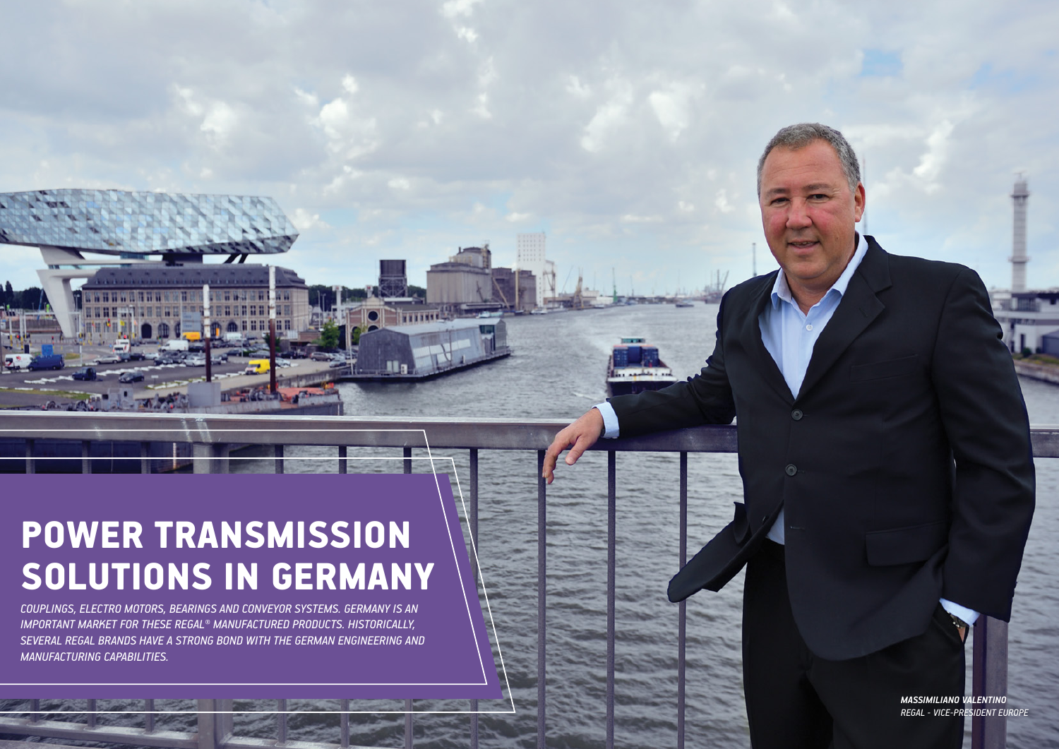# POWER TRANSMISSION SOLUTIONS IN GERMANY

*COUPLINGS, ELECTRO MOTORS, BEARINGS AND CONVEYOR SYSTEMS. GERMANY IS AN IMPORTANT MARKET FOR THESE REGAL® MANUFACTURED PRODUCTS. HISTORICALLY, SEVERAL REGAL BRANDS HAVE A STRONG BOND WITH THE GERMAN ENGINEERING AND MANUFACTURING CAPABILITIES.*

***MASSIMILIANO VALENTINO***
*REGAL - VICE-PRESIDENT EUROPE*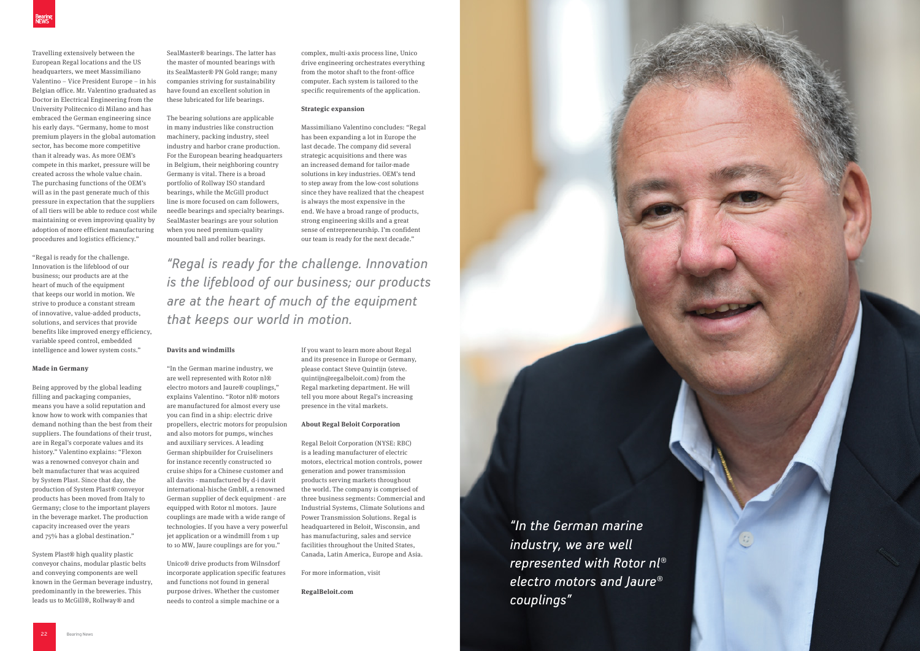Travelling extensively between the European Regal locations and the US headquarters, we meet Massimiliano Valentino – Vice President Europe – in his Belgian office. Mr. Valentino graduated as Doctor in Electrical Engineering from the University Politecnico di Milano and has embraced the German engineering since his early days. "Germany, home to most premium players in the global automation sector, has become more competitive than it already was. As more OEM's compete in this market, pressure will be created across the whole value chain. The purchasing functions of the OEM's will as in the past generate much of this pressure in expectation that the suppliers of all tiers will be able to reduce cost while maintaining or even improving quality by adoption of more efficient manufacturing procedures and logistics efficiency."

"Regal is ready for the challenge. Innovation is the lifeblood of our business; our products are at the heart of much of the equipment that keeps our world in motion. We strive to produce a constant stream of innovative, value-added products, solutions, and services that provide benefits like improved energy efficiency, variable speed control, embedded intelligence and lower system costs."

**Made in Germany**

Being approved by the global leading filling and packaging companies, means you have a solid reputation and know how to work with companies that demand nothing than the best from their suppliers. The foundations of their trust, are in Regal's corporate values and its history." Valentino explains: "Flexon was a renowned conveyor chain and belt manufacturer that was acquired by System Plast. Since that day, the production of System Plast® conveyor products has been moved from Italy to Germany; close to the important players in the beverage market. The production capacity increased over the years and 75% has a global destination."

System Plast® high quality plastic conveyor chains, modular plastic belts and conveying components are well known in the German beverage industry, predominantly in the breweries. This leads us to McGill®, Rollway® and SealMaster® bearings. The latter has the master of mounted bearings with its SealMaster® PN Gold range; many companies striving for sustainability have found an excellent solution in these lubricated for life bearings.

The bearing solutions are applicable in many industries like construction machinery, packing industry, steel industry and harbor crane production. For the European bearing headquarters in Belgium, their neighboring country Germany is vital. There is a broad portfolio of Rollway ISO standard bearings, while the McGill product line is more focused on cam followers, needle bearings and specialty bearings. SealMaster bearings are your solution when you need premium-quality mounted ball and roller bearings.

*"Regal is ready for the challenge. Innovation is the lifeblood of our business; our products are at the heart of much of the equipment that keeps our world in motion.*

**Davits and windmills**

"In the German marine industry, we are well represented with Rotor nl® electro motors and Jaure® couplings," explains Valentino. "Rotor nl® motors are manufactured for almost every use you can find in a ship: electric drive propellers, electric motors for propulsion and also motors for pumps, winches and auxiliary services. A leading German shipbuilder for Cruiseliners for instance recently constructed 10 cruise ships for a Chinese customer and all davits - manufactured by d-i davit international-hische GmbH, a renowned German supplier of deck equipment - are equipped with Rotor nl motors. Jaure couplings are made with a wide range of technologies. If you have a very powerful jet application or a windmill from 1 up to 10 MW, Jaure couplings are for you."

Unico® drive products from Wilnsdorf incorporate application specific features and functions not found in general purpose drives. Whether the customer needs to control a simple machine or a complex, multi-axis process line, Unico drive engineering orchestrates everything from the motor shaft to the front-office computer. Each system is tailored to the specific requirements of the application.

**Strategic expansion**

Massimiliano Valentino concludes: "Regal has been expanding a lot in Europe the last decade. The company did several strategic acquisitions and there was an increased demand for tailor-made solutions in key industries. OEM's tend to step away from the low-cost solutions since they have realized that the cheapest is always the most expensive in the end. We have a broad range of products, strong engineering skills and a great sense of entrepreneurship. I'm confident our team is ready for the next decade."

If you want to learn more about Regal and its presence in Europe or Germany, please contact Steve Quintijn (steve.quintijn@regalbeloit.com) from the Regal marketing department. He will tell you more about Regal's increasing presence in the vital markets.

**About Regal Beloit Corporation**

Regal Beloit Corporation (NYSE: RBC) is a leading manufacturer of electric motors, electrical motion controls, power generation and power transmission products serving markets throughout the world. The company is comprised of three business segments: Commercial and Industrial Systems, Climate Solutions and Power Transmission Solutions. Regal is headquartered in Beloit, Wisconsin, and has manufacturing, sales and service facilities throughout the United States, Canada, Latin America, Europe and Asia.

For more information, visit

**RegalBeloit.com**

*"In the German marine industry, we are well represented with Rotor nl® electro motors and Jaure® couplings"*